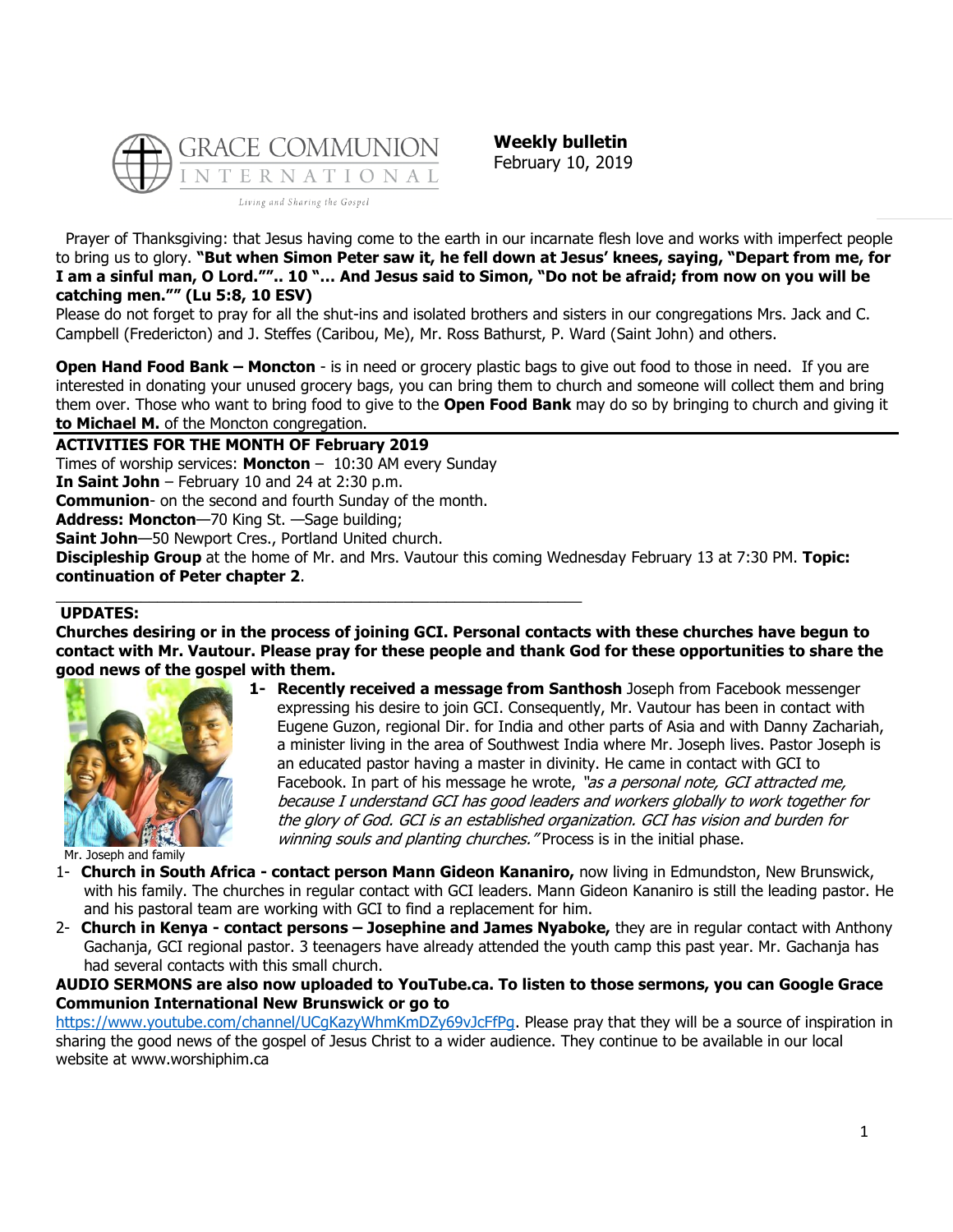GRACE COMMUNION INTERNATIONAL

Living and Sharing the Gospel

**Weekly bulletin**
February 10, 2019

Prayer of Thanksgiving: that Jesus having come to the earth in our incarnate flesh love and works with imperfect people to bring us to glory. **"But when Simon Peter saw it, he fell down at Jesus' knees, saying, "Depart from me, for I am a sinful man, O Lord."".. 10 "… And Jesus said to Simon, "Do not be afraid; from now on you will be catching men."" (Lu 5:8, 10 ESV)**

Please do not forget to pray for all the shut-ins and isolated brothers and sisters in our congregations Mrs. Jack and C. Campbell (Fredericton) and J. Steffes (Caribou, Me), Mr. Ross Bathurst, P. Ward (Saint John) and others.

**Open Hand Food Bank – Moncton** - is in need or grocery plastic bags to give out food to those in need. If you are interested in donating your unused grocery bags, you can bring them to church and someone will collect them and bring them over. Those who want to bring food to give to the **Open Food Bank** may do so by bringing to church and giving it **to Michael M.** of the Moncton congregation.

**ACTIVITIES FOR THE MONTH OF February 2019**

Times of worship services: **Moncton** – 10:30 AM every Sunday
**In Saint John** – February 10 and 24 at 2:30 p.m.
**Communion**- on the second and fourth Sunday of the month.
**Address: Moncton**—70 King St. —Sage building;
**Saint John**—50 Newport Cres., Portland United church.
**Discipleship Group** at the home of Mr. and Mrs. Vautour this coming Wednesday February 13 at 7:30 PM. **Topic: continuation of Peter chapter 2**.

**UPDATES:**

**Churches desiring or in the process of joining GCI. Personal contacts with these churches have begun to contact with Mr. Vautour. Please pray for these people and thank God for these opportunities to share the good news of the gospel with them.**

1- **Recently received a message from Santhosh** Joseph from Facebook messenger expressing his desire to join GCI. Consequently, Mr. Vautour has been in contact with Eugene Guzon, regional Dir. for India and other parts of Asia and with Danny Zachariah, a minister living in the area of Southwest India where Mr. Joseph lives. Pastor Joseph is an educated pastor having a master in divinity. He came in contact with GCI to Facebook. In part of his message he wrote, *"as a personal note, GCI attracted me, because I understand GCI has good leaders and workers globally to work together for the glory of God. GCI is an established organization. GCI has vision and burden for winning souls and planting churches."* Process is in the initial phase.

Mr. Joseph and family

1- **Church in South Africa - contact person Mann Gideon Kananiro,** now living in Edmundston, New Brunswick, with his family. The churches in regular contact with GCI leaders. Mann Gideon Kananiro is still the leading pastor. He and his pastoral team are working with GCI to find a replacement for him.
2- **Church in Kenya - contact persons – Josephine and James Nyaboke,** they are in regular contact with Anthony Gachanja, GCI regional pastor. 3 teenagers have already attended the youth camp this past year. Mr. Gachanja has had several contacts with this small church.

**AUDIO SERMONS are also now uploaded to YouTube.ca. To listen to those sermons, you can Google Grace Communion International New Brunswick or go to** https://www.youtube.com/channel/UCgKazyWhmKmDZy69vJcFfPg. Please pray that they will be a source of inspiration in sharing the good news of the gospel of Jesus Christ to a wider audience. They continue to be available in our local website at www.worshiphim.ca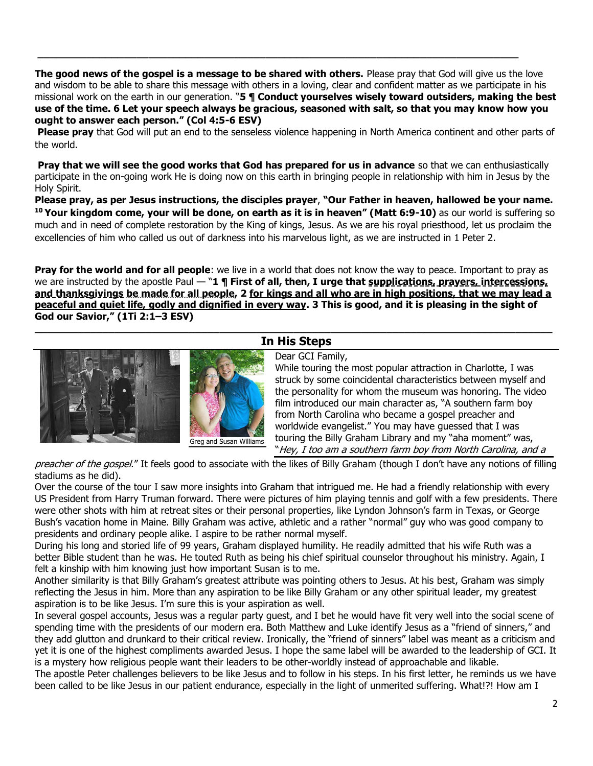**The good news of the gospel is a message to be shared with others.** Please pray that God will give us the love and wisdom to be able to share this message with others in a loving, clear and confident matter as we participate in his missional work on the earth in our generation. "**5 ¶ Conduct yourselves wisely toward outsiders, making the best use of the time. 6 Let your speech always be gracious, seasoned with salt, so that you may know how you ought to answer each person." (Col 4:5-6 ESV)**

**Please pray** that God will put an end to the senseless violence happening in North America continent and other parts of the world.

**Pray that we will see the good works that God has prepared for us in advance** so that we can enthusiastically participate in the on-going work He is doing now on this earth in bringing people in relationship with him in Jesus by the Holy Spirit.

**Please pray, as per Jesus instructions, the disciples prayer**, **"Our Father in heaven, hallowed be your name. 10 Your kingdom come, your will be done, on earth as it is in heaven" (Matt 6:9-10)** as our world is suffering so much and in need of complete restoration by the King of kings, Jesus. As we are his royal priesthood, let us proclaim the excellencies of him who called us out of darkness into his marvelous light, as we are instructed in 1 Peter 2.

**Pray for the world and for all people**: we live in a world that does not know the way to peace. Important to pray as we are instructed by the apostle Paul — "**1 ¶ First of all, then, I urge that supplications, prayers, intercessions, and thanksgivings be made for all people, 2 for kings and all who are in high positions, that we may lead a peaceful and quiet life, godly and dignified in every way. 3 This is good, and it is pleasing in the sight of God our Savior," (1Ti 2:1–3 ESV)**

## In His Steps

Greg and Susan Williams

Dear GCI Family,

While touring the most popular attraction in Charlotte, I was struck by some coincidental characteristics between myself and the personality for whom the museum was honoring. The video film introduced our main character as, "A southern farm boy from North Carolina who became a gospel preacher and worldwide evangelist." You may have guessed that I was touring the Billy Graham Library and my "aha moment" was, "*Hey, I too am a southern farm boy from North Carolina, and a preacher of the gospel*." It feels good to associate with the likes of Billy Graham (though I don't have any notions of filling stadiums as he did).

Over the course of the tour I saw more insights into Graham that intrigued me. He had a friendly relationship with every US President from Harry Truman forward. There were pictures of him playing tennis and golf with a few presidents. There were other shots with him at retreat sites or their personal properties, like Lyndon Johnson's farm in Texas, or George Bush's vacation home in Maine. Billy Graham was active, athletic and a rather "normal" guy who was good company to presidents and ordinary people alike. I aspire to be rather normal myself.

During his long and storied life of 99 years, Graham displayed humility. He readily admitted that his wife Ruth was a better Bible student than he was. He touted Ruth as being his chief spiritual counselor throughout his ministry. Again, I felt a kinship with him knowing just how important Susan is to me.

Another similarity is that Billy Graham's greatest attribute was pointing others to Jesus. At his best, Graham was simply reflecting the Jesus in him. More than any aspiration to be like Billy Graham or any other spiritual leader, my greatest aspiration is to be like Jesus. I'm sure this is your aspiration as well.

In several gospel accounts, Jesus was a regular party guest, and I bet he would have fit very well into the social scene of spending time with the presidents of our modern era. Both Matthew and Luke identify Jesus as a "friend of sinners," and they add glutton and drunkard to their critical review. Ironically, the "friend of sinners" label was meant as a criticism and yet it is one of the highest compliments awarded Jesus. I hope the same label will be awarded to the leadership of GCI. It is a mystery how religious people want their leaders to be other-worldly instead of approachable and likable.

The apostle Peter challenges believers to be like Jesus and to follow in his steps. In his first letter, he reminds us we have been called to be like Jesus in our patient endurance, especially in the light of unmerited suffering. What!?! How am I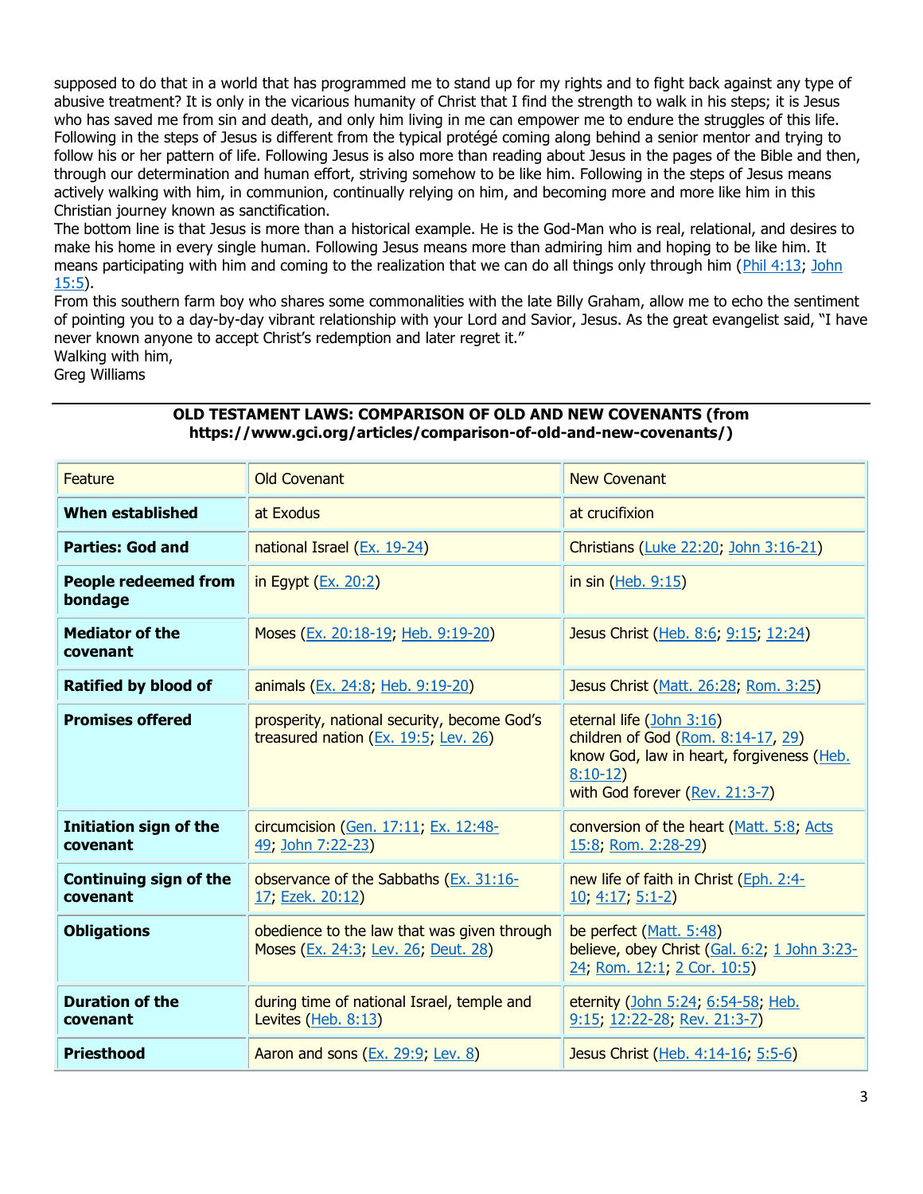supposed to do that in a world that has programmed me to stand up for my rights and to fight back against any type of abusive treatment? It is only in the vicarious humanity of Christ that I find the strength to walk in his steps; it is Jesus who has saved me from sin and death, and only him living in me can empower me to endure the struggles of this life. Following in the steps of Jesus is different from the typical protégé coming along behind a senior mentor and trying to follow his or her pattern of life. Following Jesus is also more than reading about Jesus in the pages of the Bible and then, through our determination and human effort, striving somehow to be like him. Following in the steps of Jesus means actively walking with him, in communion, continually relying on him, and becoming more and more like him in this Christian journey known as sanctification.

The bottom line is that Jesus is more than a historical example. He is the God-Man who is real, relational, and desires to make his home in every single human. Following Jesus means more than admiring him and hoping to be like him. It means participating with him and coming to the realization that we can do all things only through him (Phil 4:13; John 15:5).

From this southern farm boy who shares some commonalities with the late Billy Graham, allow me to echo the sentiment of pointing you to a day-by-day vibrant relationship with your Lord and Savior, Jesus. As the great evangelist said, "I have never known anyone to accept Christ's redemption and later regret it."

Walking with him,
Greg Williams

---

**OLD TESTAMENT LAWS: COMPARISON OF OLD AND NEW COVENANTS (from https://www.gci.org/articles/comparison-of-old-and-new-covenants/)**

| Feature | Old Covenant | New Covenant |
|---|---|---|
| **When established** | at Exodus | at crucifixion |
| **Parties: God and** | national Israel (Ex. 19-24) | Christians (Luke 22:20; John 3:16-21) |
| **People redeemed from bondage** | in Egypt (Ex. 20:2) | in sin (Heb. 9:15) |
| **Mediator of the covenant** | Moses (Ex. 20:18-19; Heb. 9:19-20) | Jesus Christ (Heb. 8:6; 9:15; 12:24) |
| **Ratified by blood of** | animals (Ex. 24:8; Heb. 9:19-20) | Jesus Christ (Matt. 26:28; Rom. 3:25) |
| **Promises offered** | prosperity, national security, become God's treasured nation (Ex. 19:5; Lev. 26) | eternal life (John 3:16)<br>children of God (Rom. 8:14-17, 29)<br>know God, law in heart, forgiveness (Heb. 8:10-12)<br>with God forever (Rev. 21:3-7) |
| **Initiation sign of the covenant** | circumcision (Gen. 17:11; Ex. 12:48-49; John 7:22-23) | conversion of the heart (Matt. 5:8; Acts 15:8; Rom. 2:28-29) |
| **Continuing sign of the covenant** | observance of the Sabbaths (Ex. 31:16-17; Ezek. 20:12) | new life of faith in Christ (Eph. 2:4-10; 4:17; 5:1-2) |
| **Obligations** | obedience to the law that was given through Moses (Ex. 24:3; Lev. 26; Deut. 28) | be perfect (Matt. 5:48)<br>believe, obey Christ (Gal. 6:2; 1 John 3:23-24; Rom. 12:1; 2 Cor. 10:5) |
| **Duration of the covenant** | during time of national Israel, temple and Levites (Heb. 8:13) | eternity (John 5:24; 6:54-58; Heb. 9:15; 12:22-28; Rev. 21:3-7) |
| **Priesthood** | Aaron and sons (Ex. 29:9; Lev. 8) | Jesus Christ (Heb. 4:14-16; 5:5-6) |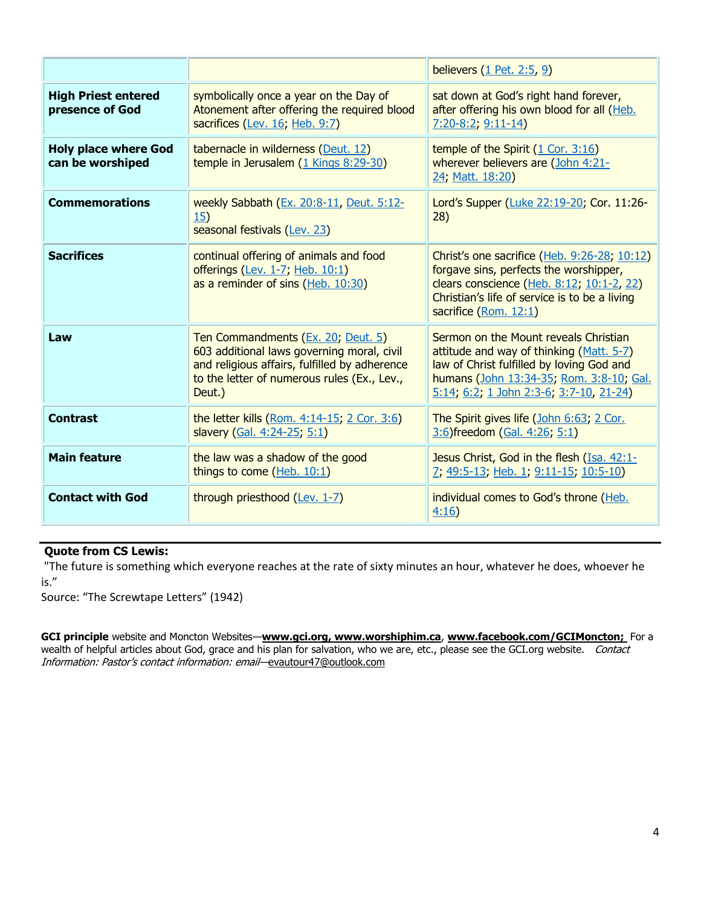| | | |
|---|---|---|
| | | believers (1 Pet. 2:5, 9) |
| **High Priest entered presence of God** | symbolically once a year on the Day of Atonement after offering the required blood sacrifices (Lev. 16; Heb. 9:7) | sat down at God's right hand forever, after offering his own blood for all (Heb. 7:20-8:2; 9:11-14) |
| **Holy place where God can be worshiped** | tabernacle in wilderness (Deut. 12)<br>temple in Jerusalem (1 Kings 8:29-30) | temple of the Spirit (1 Cor. 3:16)<br>wherever believers are (John 4:21-24; Matt. 18:20) |
| **Commemorations** | weekly Sabbath (Ex. 20:8-11, Deut. 5:12-15)<br>seasonal festivals (Lev. 23) | Lord's Supper (Luke 22:19-20; Cor. 11:26-28) |
| **Sacrifices** | continual offering of animals and food offerings (Lev. 1-7; Heb. 10:1)<br>as a reminder of sins (Heb. 10:30) | Christ's one sacrifice (Heb. 9:26-28; 10:12) forgave sins, perfects the worshipper, clears conscience (Heb. 8:12; 10:1-2, 22)<br>Christian's life of service is to be a living sacrifice (Rom. 12:1) |
| **Law** | Ten Commandments (Ex. 20; Deut. 5)<br>603 additional laws governing moral, civil and religious affairs, fulfilled by adherence to the letter of numerous rules (Ex., Lev., Deut.) | Sermon on the Mount reveals Christian attitude and way of thinking (Matt. 5-7)<br>law of Christ fulfilled by loving God and humans (John 13:34-35; Rom. 3:8-10; Gal. 5:14; 6:2; 1 John 2:3-6; 3:7-10, 21-24) |
| **Contrast** | the letter kills (Rom. 4:14-15; 2 Cor. 3:6)<br>slavery (Gal. 4:24-25; 5:1) | The Spirit gives life (John 6:63; 2 Cor. 3:6)freedom (Gal. 4:26; 5:1) |
| **Main feature** | the law was a shadow of the good things to come (Heb. 10:1) | Jesus Christ, God in the flesh (Isa. 42:1-7; 49:5-13; Heb. 1; 9:11-15; 10:5-10) |
| **Contact with God** | through priesthood (Lev. 1-7) | individual comes to God's throne (Heb. 4:16) |

**Quote from CS Lewis:**

"The future is something which everyone reaches at the rate of sixty minutes an hour, whatever he does, whoever he is."

Source: "The Screwtape Letters" (1942)

**GCI principle** website and Moncton Websites—**www.gci.org, www.worshiphim.ca**, **www.facebook.com/GCIMoncton;** For a wealth of helpful articles about God, grace and his plan for salvation, who we are, etc., please see the GCI.org website. *Contact Information: Pastor's contact information: email—*evautour47@outlook.com